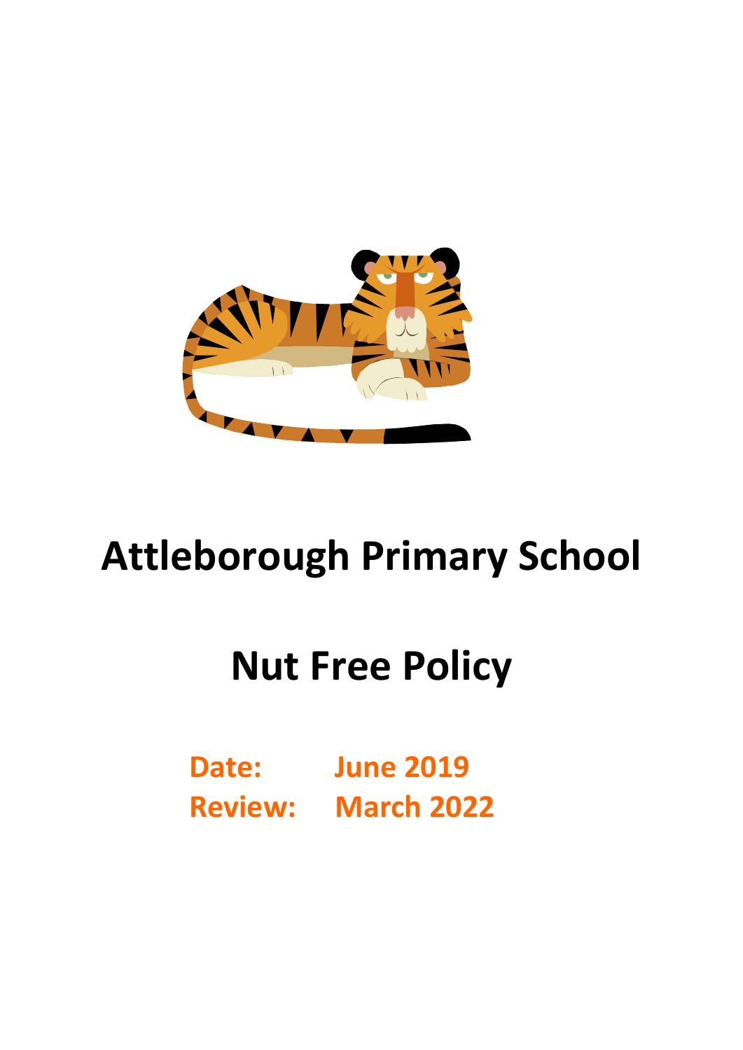# Attleborough Primary School

# Nut Free Policy

**Date:** June 2019
**Review:** March 2022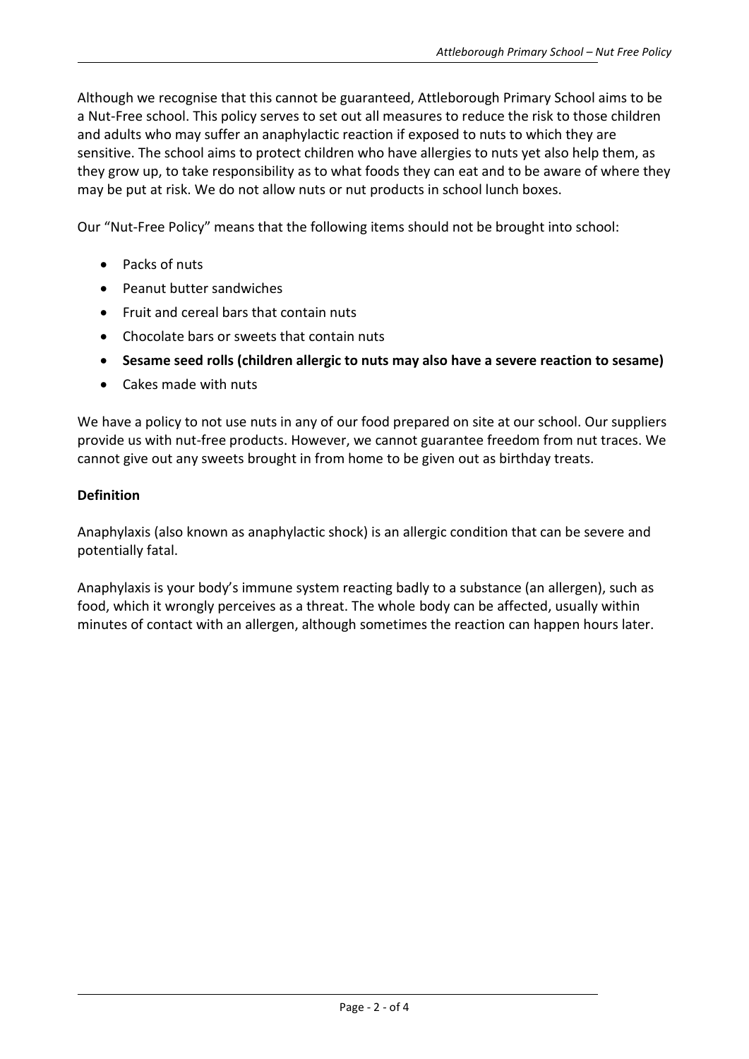Although we recognise that this cannot be guaranteed, Attleborough Primary School aims to be a Nut-Free school. This policy serves to set out all measures to reduce the risk to those children and adults who may suffer an anaphylactic reaction if exposed to nuts to which they are sensitive. The school aims to protect children who have allergies to nuts yet also help them, as they grow up, to take responsibility as to what foods they can eat and to be aware of where they may be put at risk. We do not allow nuts or nut products in school lunch boxes.

Our "Nut-Free Policy" means that the following items should not be brought into school:

- Packs of nuts
- Peanut butter sandwiches
- Fruit and cereal bars that contain nuts
- Chocolate bars or sweets that contain nuts
- **Sesame seed rolls (children allergic to nuts may also have a severe reaction to sesame)**
- Cakes made with nuts

We have a policy to not use nuts in any of our food prepared on site at our school. Our suppliers provide us with nut-free products. However, we cannot guarantee freedom from nut traces. We cannot give out any sweets brought in from home to be given out as birthday treats.

**Definition**

Anaphylaxis (also known as anaphylactic shock) is an allergic condition that can be severe and potentially fatal.

Anaphylaxis is your body's immune system reacting badly to a substance (an allergen), such as food, which it wrongly perceives as a threat. The whole body can be affected, usually within minutes of contact with an allergen, although sometimes the reaction can happen hours later.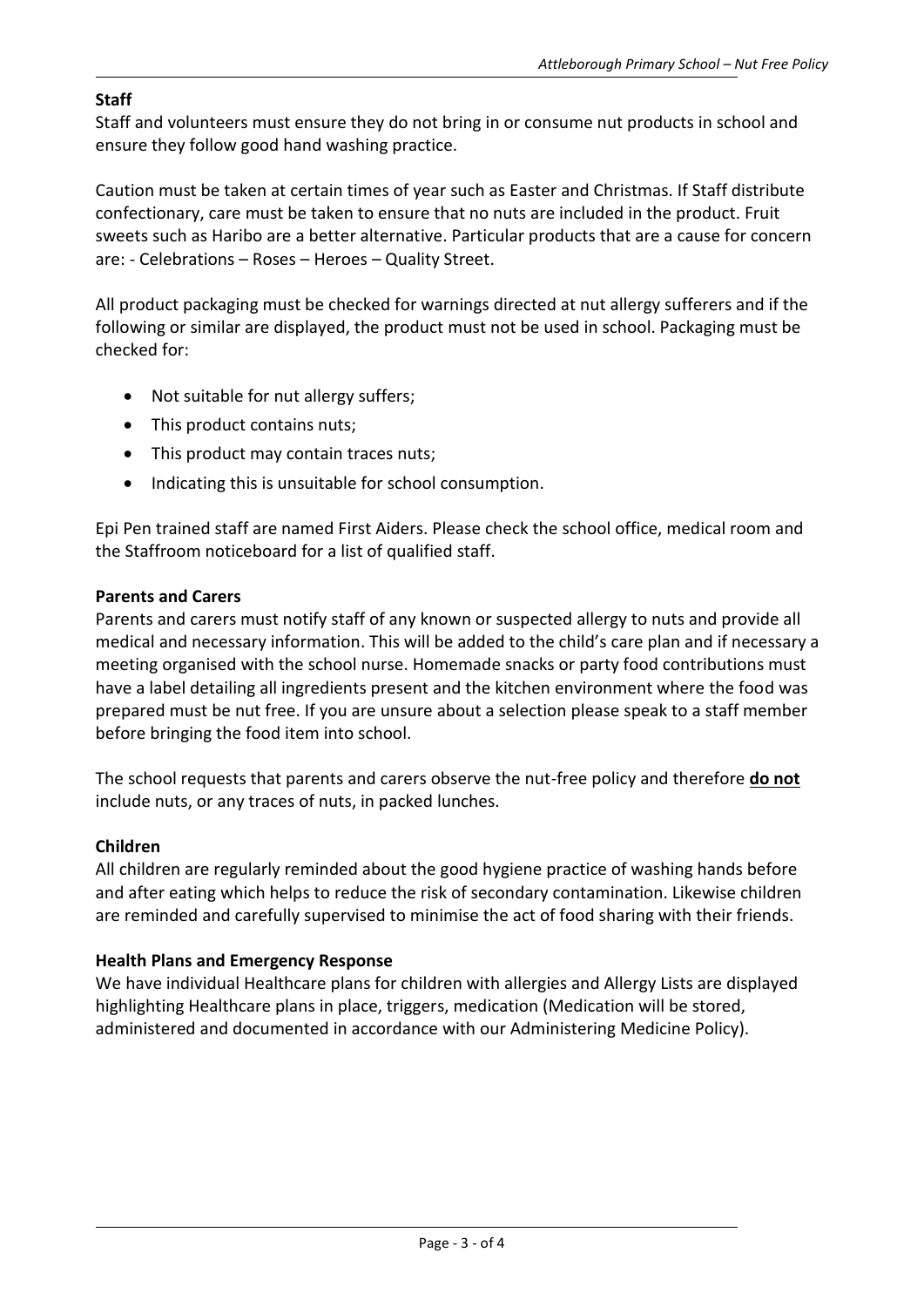**Staff**

Staff and volunteers must ensure they do not bring in or consume nut products in school and ensure they follow good hand washing practice.

Caution must be taken at certain times of year such as Easter and Christmas. If Staff distribute confectionary, care must be taken to ensure that no nuts are included in the product. Fruit sweets such as Haribo are a better alternative. Particular products that are a cause for concern are: - Celebrations – Roses – Heroes – Quality Street.

All product packaging must be checked for warnings directed at nut allergy sufferers and if the following or similar are displayed, the product must not be used in school. Packaging must be checked for:

- Not suitable for nut allergy suffers;
- This product contains nuts;
- This product may contain traces nuts;
- Indicating this is unsuitable for school consumption.

Epi Pen trained staff are named First Aiders. Please check the school office, medical room and the Staffroom noticeboard for a list of qualified staff.

**Parents and Carers**

Parents and carers must notify staff of any known or suspected allergy to nuts and provide all medical and necessary information. This will be added to the child's care plan and if necessary a meeting organised with the school nurse. Homemade snacks or party food contributions must have a label detailing all ingredients present and the kitchen environment where the food was prepared must be nut free. If you are unsure about a selection please speak to a staff member before bringing the food item into school.

The school requests that parents and carers observe the nut-free policy and therefore **do not** include nuts, or any traces of nuts, in packed lunches.

**Children**

All children are regularly reminded about the good hygiene practice of washing hands before and after eating which helps to reduce the risk of secondary contamination. Likewise children are reminded and carefully supervised to minimise the act of food sharing with their friends.

**Health Plans and Emergency Response**

We have individual Healthcare plans for children with allergies and Allergy Lists are displayed highlighting Healthcare plans in place, triggers, medication (Medication will be stored, administered and documented in accordance with our Administering Medicine Policy).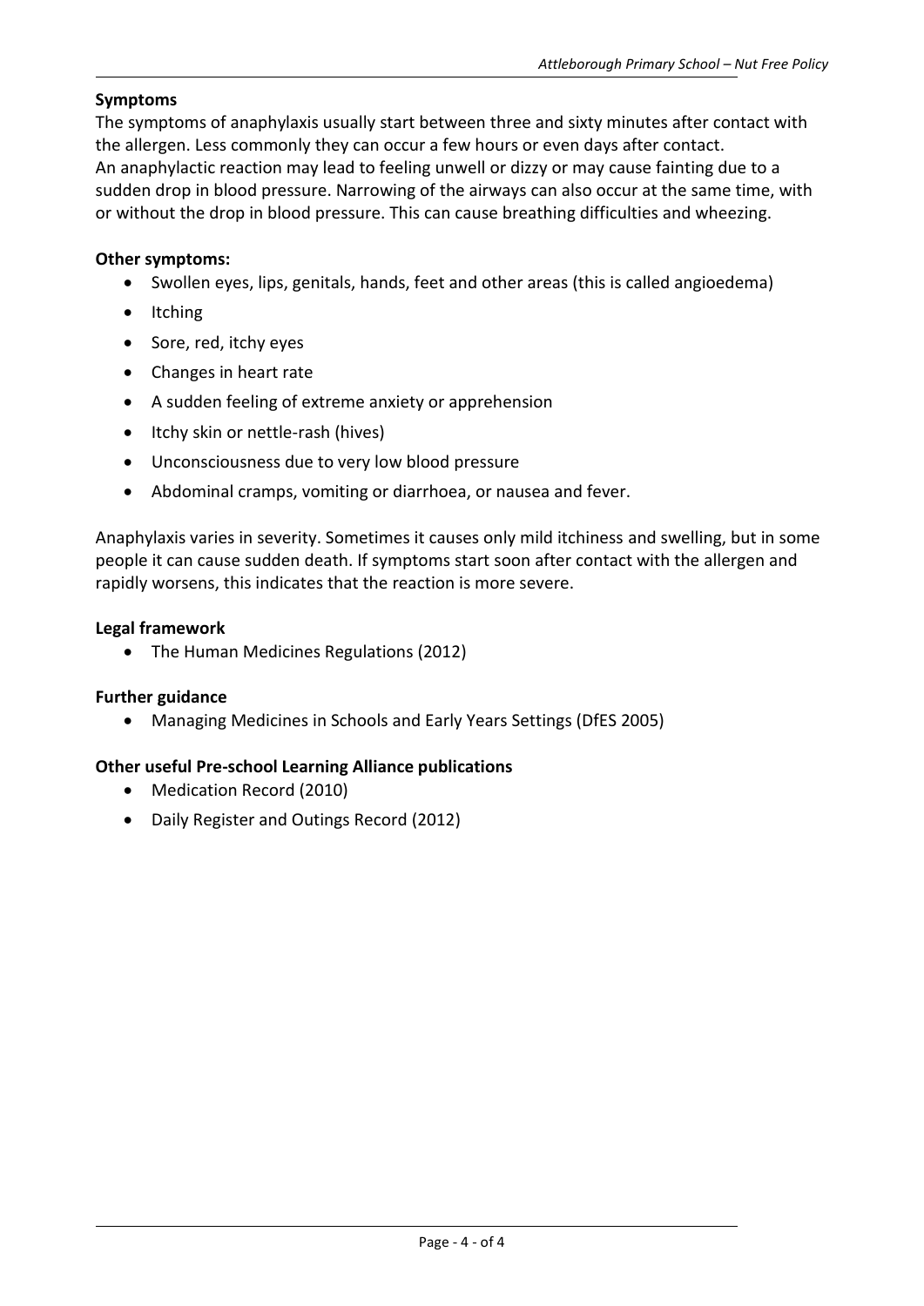**Symptoms**

The symptoms of anaphylaxis usually start between three and sixty minutes after contact with the allergen. Less commonly they can occur a few hours or even days after contact.
An anaphylactic reaction may lead to feeling unwell or dizzy or may cause fainting due to a sudden drop in blood pressure. Narrowing of the airways can also occur at the same time, with or without the drop in blood pressure. This can cause breathing difficulties and wheezing.

**Other symptoms:**

- Swollen eyes, lips, genitals, hands, feet and other areas (this is called angioedema)
- Itching
- Sore, red, itchy eyes
- Changes in heart rate
- A sudden feeling of extreme anxiety or apprehension
- Itchy skin or nettle-rash (hives)
- Unconsciousness due to very low blood pressure
- Abdominal cramps, vomiting or diarrhoea, or nausea and fever.

Anaphylaxis varies in severity. Sometimes it causes only mild itchiness and swelling, but in some people it can cause sudden death. If symptoms start soon after contact with the allergen and rapidly worsens, this indicates that the reaction is more severe.

**Legal framework**

- The Human Medicines Regulations (2012)

**Further guidance**

- Managing Medicines in Schools and Early Years Settings (DfES 2005)

**Other useful Pre-school Learning Alliance publications**

- Medication Record (2010)
- Daily Register and Outings Record (2012)